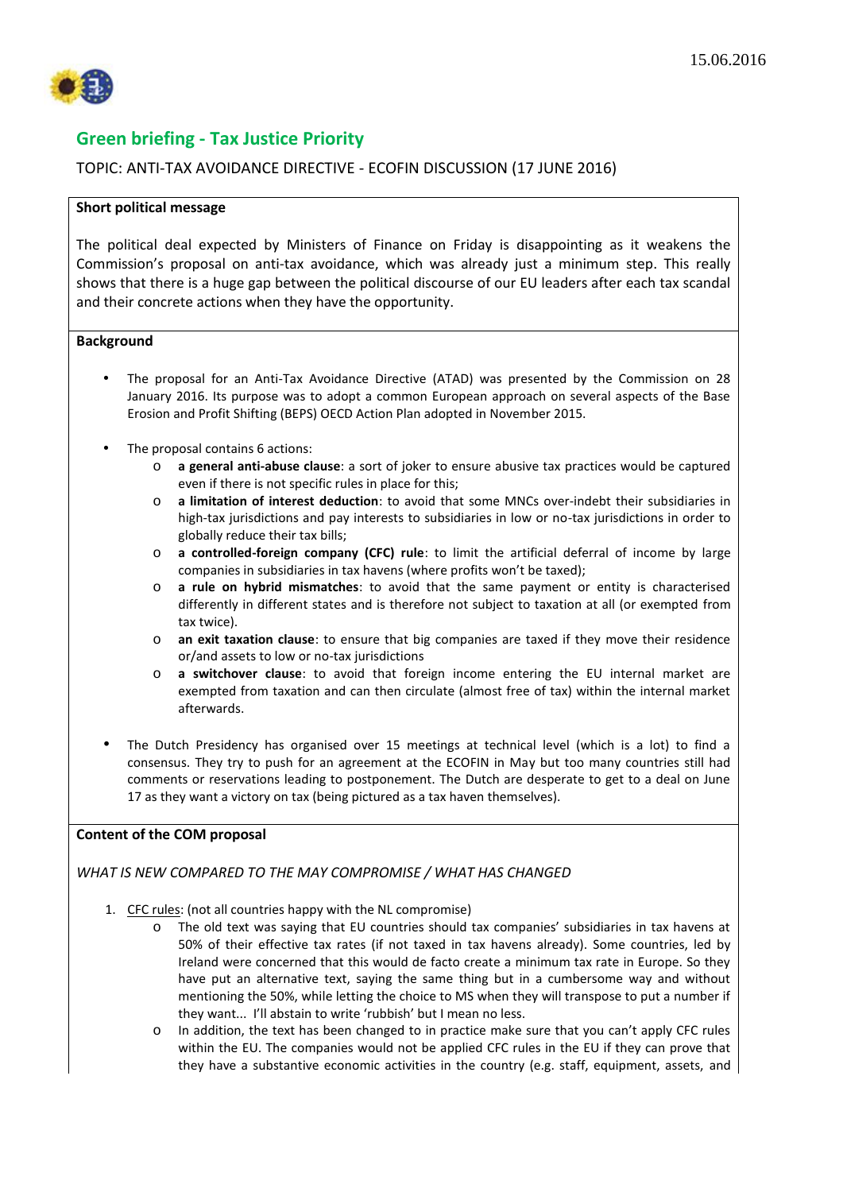15.06.2016

## Green briefing - Tax Justice Priority

TOPIC: ANTI-TAX AVOIDANCE DIRECTIVE - ECOFIN DISCUSSION (17 JUNE 2016)

**Short political message**

The political deal expected by Ministers of Finance on Friday is disappointing as it weakens the Commission's proposal on anti-tax avoidance, which was already just a minimum step. This really shows that there is a huge gap between the political discourse of our EU leaders after each tax scandal and their concrete actions when they have the opportunity.

**Background**

- The proposal for an Anti-Tax Avoidance Directive (ATAD) was presented by the Commission on 28 January 2016. Its purpose was to adopt a common European approach on several aspects of the Base Erosion and Profit Shifting (BEPS) OECD Action Plan adopted in November 2015.
- The proposal contains 6 actions:
  - **a general anti-abuse clause**: a sort of joker to ensure abusive tax practices would be captured even if there is not specific rules in place for this;
  - **a limitation of interest deduction**: to avoid that some MNCs over-indebt their subsidiaries in high-tax jurisdictions and pay interests to subsidiaries in low or no-tax jurisdictions in order to globally reduce their tax bills;
  - **a controlled-foreign company (CFC) rule**: to limit the artificial deferral of income by large companies in subsidiaries in tax havens (where profits won't be taxed);
  - **a rule on hybrid mismatches**: to avoid that the same payment or entity is characterised differently in different states and is therefore not subject to taxation at all (or exempted from tax twice).
  - **an exit taxation clause**: to ensure that big companies are taxed if they move their residence or/and assets to low or no-tax jurisdictions
  - **a switchover clause**: to avoid that foreign income entering the EU internal market are exempted from taxation and can then circulate (almost free of tax) within the internal market afterwards.
- The Dutch Presidency has organised over 15 meetings at technical level (which is a lot) to find a consensus. They try to push for an agreement at the ECOFIN in May but too many countries still had comments or reservations leading to postponement. The Dutch are desperate to get to a deal on June 17 as they want a victory on tax (being pictured as a tax haven themselves).

**Content of the COM proposal**

*WHAT IS NEW COMPARED TO THE MAY COMPROMISE / WHAT HAS CHANGED*

1. CFC rules: (not all countries happy with the NL compromise)
   - The old text was saying that EU countries should tax companies' subsidiaries in tax havens at 50% of their effective tax rates (if not taxed in tax havens already). Some countries, led by Ireland were concerned that this would de facto create a minimum tax rate in Europe. So they have put an alternative text, saying the same thing but in a cumbersome way and without mentioning the 50%, while letting the choice to MS when they will transpose to put a number if they want... I'll abstain to write 'rubbish' but I mean no less.
   - In addition, the text has been changed to in practice make sure that you can't apply CFC rules within the EU. The companies would not be applied CFC rules in the EU if they can prove that they have a substantive economic activities in the country (e.g. staff, equipment, assets, and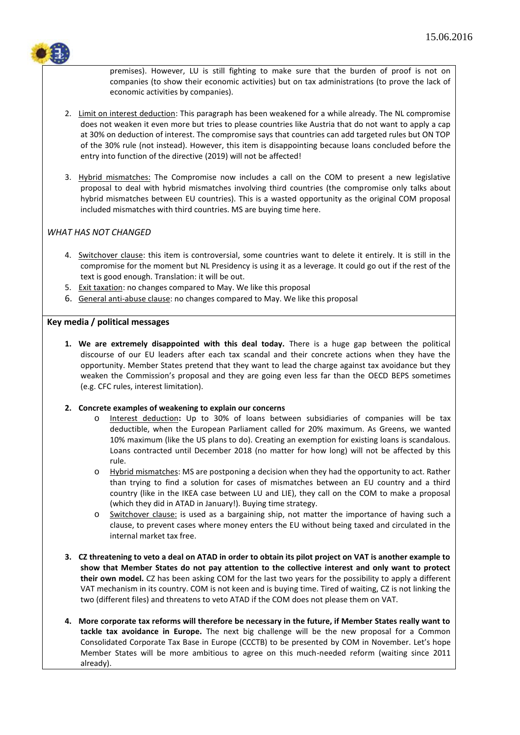premises). However, LU is still fighting to make sure that the burden of proof is not on companies (to show their economic activities) but on tax administrations (to prove the lack of economic activities by companies).

2. Limit on interest deduction: This paragraph has been weakened for a while already. The NL compromise does not weaken it even more but tries to please countries like Austria that do not want to apply a cap at 30% on deduction of interest. The compromise says that countries can add targeted rules but ON TOP of the 30% rule (not instead). However, this item is disappointing because loans concluded before the entry into function of the directive (2019) will not be affected!

3. Hybrid mismatches: The Compromise now includes a call on the COM to present a new legislative proposal to deal with hybrid mismatches involving third countries (the compromise only talks about hybrid mismatches between EU countries). This is a wasted opportunity as the original COM proposal included mismatches with third countries. MS are buying time here.

*WHAT HAS NOT CHANGED*

4. Switchover clause: this item is controversial, some countries want to delete it entirely. It is still in the compromise for the moment but NL Presidency is using it as a leverage. It could go out if the rest of the text is good enough. Translation: it will be out.
5. Exit taxation: no changes compared to May. We like this proposal
6. General anti-abuse clause: no changes compared to May. We like this proposal

**Key media / political messages**

1. **We are extremely disappointed with this deal today.** There is a huge gap between the political discourse of our EU leaders after each tax scandal and their concrete actions when they have the opportunity. Member States pretend that they want to lead the charge against tax avoidance but they weaken the Commission's proposal and they are going even less far than the OECD BEPS sometimes (e.g. CFC rules, interest limitation).

2. **Concrete examples of weakening to explain our concerns**
   - Interest deduction**:** Up to 30% of loans between subsidiaries of companies will be tax deductible, when the European Parliament called for 20% maximum. As Greens, we wanted 10% maximum (like the US plans to do). Creating an exemption for existing loans is scandalous. Loans contracted until December 2018 (no matter for how long) will not be affected by this rule.
   - Hybrid mismatches: MS are postponing a decision when they had the opportunity to act. Rather than trying to find a solution for cases of mismatches between an EU country and a third country (like in the IKEA case between LU and LIE), they call on the COM to make a proposal (which they did in ATAD in January!). Buying time strategy.
   - Switchover clause: is used as a bargaining ship, not matter the importance of having such a clause, to prevent cases where money enters the EU without being taxed and circulated in the internal market tax free.

3. **CZ threatening to veto a deal on ATAD in order to obtain its pilot project on VAT is another example to show that Member States do not pay attention to the collective interest and only want to protect their own model.** CZ has been asking COM for the last two years for the possibility to apply a different VAT mechanism in its country. COM is not keen and is buying time. Tired of waiting, CZ is not linking the two (different files) and threatens to veto ATAD if the COM does not please them on VAT.

4. **More corporate tax reforms will therefore be necessary in the future, if Member States really want to tackle tax avoidance in Europe.** The next big challenge will be the new proposal for a Common Consolidated Corporate Tax Base in Europe (CCCTB) to be presented by COM in November. Let's hope Member States will be more ambitious to agree on this much-needed reform (waiting since 2011 already).